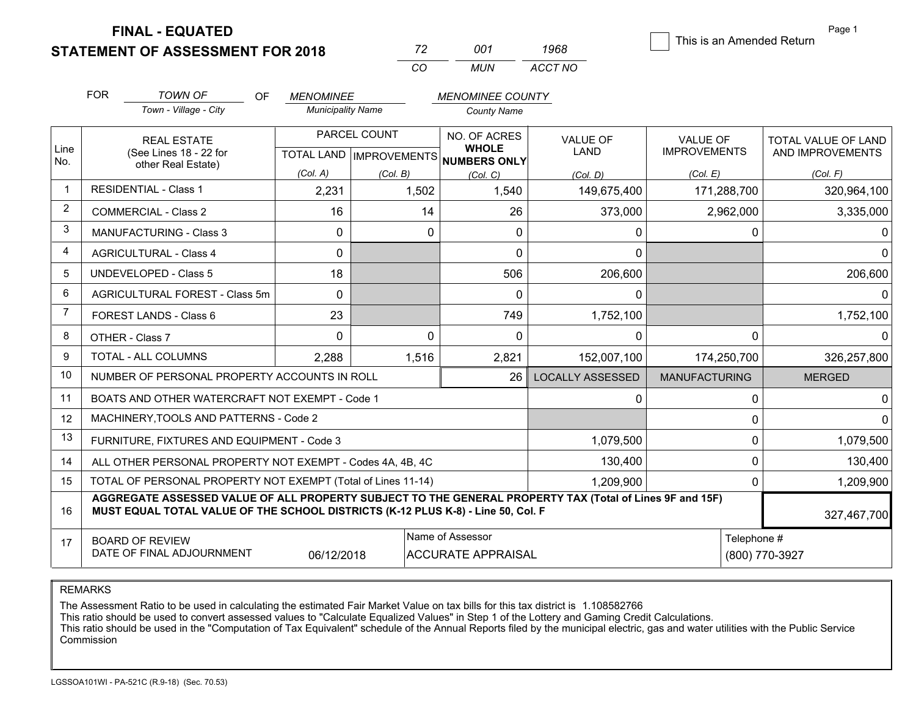# FINAL - EQUATED
## STATEMENT OF ASSESSMENT FOR 2018

| 72 | 001 | 1968 |
|---|---|---|
| CO | MUN | ACCT NO |

☐ This is an Amended Return

FOR *TOWN OF* OF *MENOMINEE* *MENOMINEE COUNTY*

Town - Village - City | Municipality Name | County Name

| Line No. | REAL ESTATE (See Lines 18 - 22 for other Real Estate) | PARCEL COUNT | | NO. OF ACRES WHOLE NUMBERS ONLY | VALUE OF LAND | VALUE OF IMPROVEMENTS | TOTAL VALUE OF LAND AND IMPROVEMENTS |
|---|---|---|---|---|---|---|---|
| | | TOTAL LAND (Col. A) | IMPROVEMENTS (Col. B) | (Col. C) | (Col. D) | (Col. E) | (Col. F) |
| 1 | RESIDENTIAL - Class 1 | 2,231 | 1,502 | 1,540 | 149,675,400 | 171,288,700 | 320,964,100 |
| 2 | COMMERCIAL - Class 2 | 16 | 14 | 26 | 373,000 | 2,962,000 | 3,335,000 |
| 3 | MANUFACTURING - Class 3 | 0 | 0 | 0 | 0 | 0 | 0 |
| 4 | AGRICULTURAL - Class 4 | 0 | | 0 | 0 | | 0 |
| 5 | UNDEVELOPED - Class 5 | 18 | | 506 | 206,600 | | 206,600 |
| 6 | AGRICULTURAL FOREST - Class 5m | 0 | | 0 | 0 | | 0 |
| 7 | FOREST LANDS - Class 6 | 23 | | 749 | 1,752,100 | | 1,752,100 |
| 8 | OTHER - Class 7 | 0 | 0 | 0 | 0 | 0 | 0 |
| 9 | TOTAL - ALL COLUMNS | 2,288 | 1,516 | 2,821 | 152,007,100 | 174,250,700 | 326,257,800 |
| 10 | NUMBER OF PERSONAL PROPERTY ACCOUNTS IN ROLL | | | 26 | LOCALLY ASSESSED | MANUFACTURING | MERGED |
| 11 | BOATS AND OTHER WATERCRAFT NOT EXEMPT - Code 1 | | | | 0 | 0 | 0 |
| 12 | MACHINERY,TOOLS AND PATTERNS - Code 2 | | | | | 0 | 0 |
| 13 | FURNITURE, FIXTURES AND EQUIPMENT - Code 3 | | | | 1,079,500 | 0 | 1,079,500 |
| 14 | ALL OTHER PERSONAL PROPERTY NOT EXEMPT - Codes 4A, 4B, 4C | | | | 130,400 | 0 | 130,400 |
| 15 | TOTAL OF PERSONAL PROPERTY NOT EXEMPT (Total of Lines 11-14) | | | | 1,209,900 | 0 | 1,209,900 |
| 16 | **AGGREGATE ASSESSED VALUE OF ALL PROPERTY SUBJECT TO THE GENERAL PROPERTY TAX (Total of Lines 9F and 15F) MUST EQUAL TOTAL VALUE OF THE SCHOOL DISTRICTS (K-12 PLUS K-8) - Line 50, Col. F** | | | | | | 327,467,700 |
| 17 | BOARD OF REVIEW DATE OF FINAL ADJOURNMENT | 06/12/2018 | | Name of Assessor: ACCURATE APPRAISAL | | Telephone #: (800) 770-3927 | |

REMARKS

The Assessment Ratio to be used in calculating the estimated Fair Market Value on tax bills for this tax district is 1.108582766
This ratio should be used to convert assessed values to "Calculate Equalized Values" in Step 1 of the Lottery and Gaming Credit Calculations.
This ratio should be used in the "Computation of Tax Equivalent" schedule of the Annual Reports filed by the municipal electric, gas and water utilities with the Public Service Commission

LGSSOA101WI - PA-521C (R.9-18) (Sec. 70.53)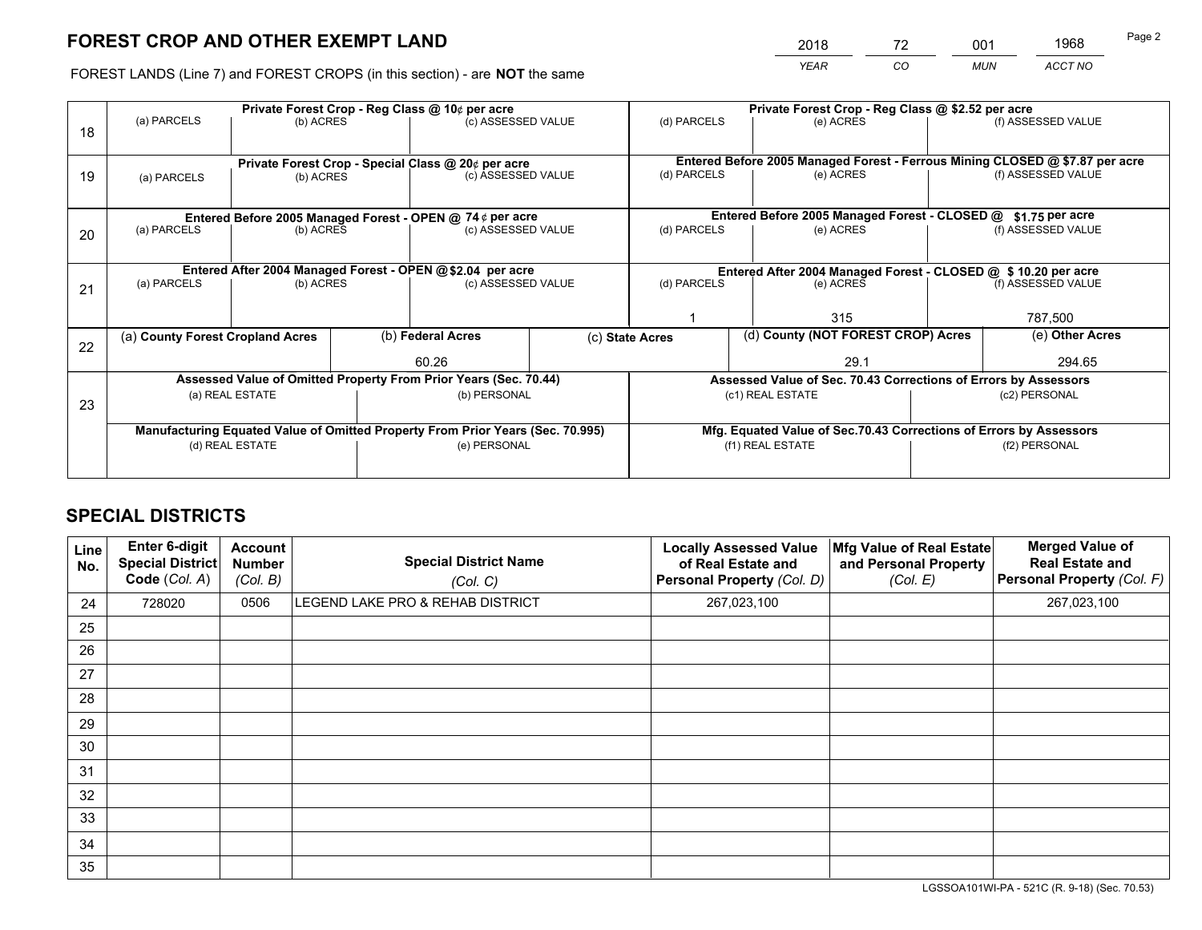# FOREST CROP AND OTHER EXEMPT LAND

| 2018 | 72 | 001 | 1968 |
|---|---|---|---|
| *YEAR* | *CO* | *MUN* | *ACCT NO* |

FOREST LANDS (Line 7) and FOREST CROPS (in this section) - are **NOT** the same

| Line | Private Forest Crop - Reg Class @ 10¢ per acre | | | Private Forest Crop - Reg Class @ $2.52 per acre | | |
|---|---|---|---|---|---|---|
| 18 | (a) PARCELS | (b) ACRES | (c) ASSESSED VALUE | (d) PARCELS | (e) ACRES | (f) ASSESSED VALUE |
| | | | | | | |
| | **Private Forest Crop - Special Class @ 20¢ per acre** | | | **Entered Before 2005 Managed Forest - Ferrous Mining CLOSED @ $7.87 per acre** | | |
| 19 | (a) PARCELS | (b) ACRES | (c) ASSESSED VALUE | (d) PARCELS | (e) ACRES | (f) ASSESSED VALUE |
| | | | | | | |
| | **Entered Before 2005 Managed Forest - OPEN @ 74¢ per acre** | | | **Entered Before 2005 Managed Forest - CLOSED @ $1.75 per acre** | | |
| 20 | (a) PARCELS | (b) ACRES | (c) ASSESSED VALUE | (d) PARCELS | (e) ACRES | (f) ASSESSED VALUE |
| | | | | | | |
| | **Entered After 2004 Managed Forest - OPEN @ $2.04 per acre** | | | **Entered After 2004 Managed Forest - CLOSED @ $10.20 per acre** | | |
| 21 | (a) PARCELS | (b) ACRES | (c) ASSESSED VALUE | (d) PARCELS | (e) ACRES | (f) ASSESSED VALUE |
| | | | | 1 | 315 | 787,500 |

| Line | (a) County Forest Cropland Acres | (b) Federal Acres | (c) State Acres | (d) County (NOT FOREST CROP) Acres | (e) Other Acres |
|---|---|---|---|---|---|
| 22 | | 60.26 | | 29.1 | 294.65 |

| Line | Assessed Value of Omitted Property From Prior Years (Sec. 70.44) | | Assessed Value of Sec. 70.43 Corrections of Errors by Assessors | |
|---|---|---|---|---|
| 23 | (a) REAL ESTATE | (b) PERSONAL | (c1) REAL ESTATE | (c2) PERSONAL |
| | | | | |
| | **Manufacturing Equated Value of Omitted Property From Prior Years (Sec. 70.995)** | | **Mfg. Equated Value of Sec.70.43 Corrections of Errors by Assessors** | |
| | (d) REAL ESTATE | (e) PERSONAL | (f1) REAL ESTATE | (f2) PERSONAL |
| | | | | |

## SPECIAL DISTRICTS

| Line No. | Enter 6-digit Special District Code (Col. A) | Account Number (Col. B) | Special District Name (Col. C) | Locally Assessed Value of Real Estate and Personal Property (Col. D) | Mfg Value of Real Estate and Personal Property (Col. E) | Merged Value of Real Estate and Personal Property (Col. F) |
|---|---|---|---|---|---|---|
| 24 | 728020 | 0506 | LEGEND LAKE PRO & REHAB DISTRICT | 267,023,100 | | 267,023,100 |
| 25 | | | | | | |
| 26 | | | | | | |
| 27 | | | | | | |
| 28 | | | | | | |
| 29 | | | | | | |
| 30 | | | | | | |
| 31 | | | | | | |
| 32 | | | | | | |
| 33 | | | | | | |
| 34 | | | | | | |
| 35 | | | | | | |

LGSSOA101WI-PA - 521C (R. 9-18) (Sec. 70.53)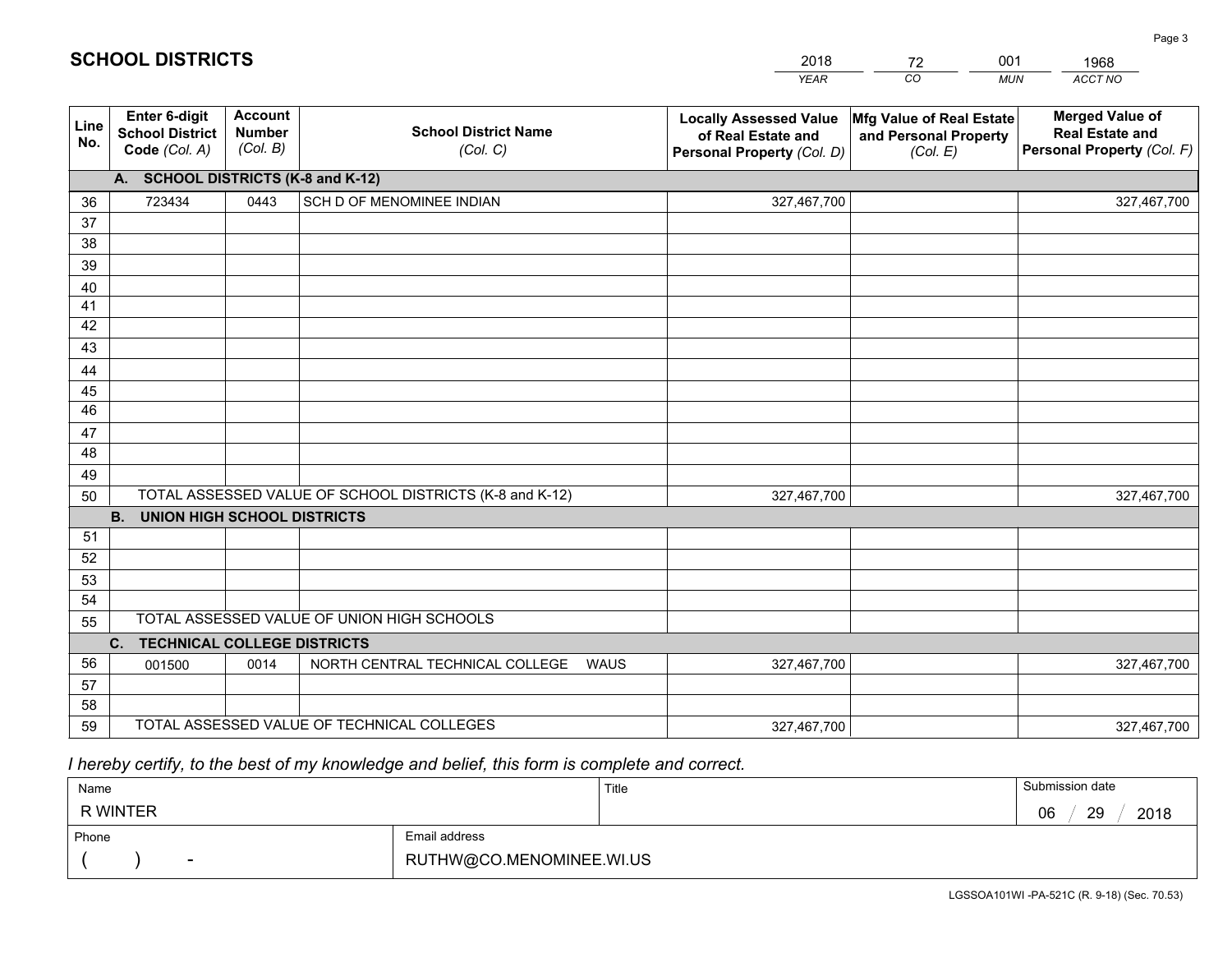# SCHOOL DISTRICTS

| 2018 | 72 | 001 | 1968 |
|---|---|---|---|
| *YEAR* | *CO* | *MUN* | *ACCT NO* |

| Line No. | Enter 6-digit School District Code *(Col. A)* | Account Number *(Col. B)* | School District Name *(Col. C)* | Locally Assessed Value of Real Estate and Personal Property *(Col. D)* | Mfg Value of Real Estate and Personal Property *(Col. E)* | Merged Value of Real Estate and Personal Property *(Col. F)* |
|---|---|---|---|---|---|---|
| **A. SCHOOL DISTRICTS (K-8 and K-12)** | | | | | | |
| 36 | 723434 | 0443 | SCH D OF MENOMINEE INDIAN | 327,467,700 | | 327,467,700 |
| 37 | | | | | | |
| 38 | | | | | | |
| 39 | | | | | | |
| 40 | | | | | | |
| 41 | | | | | | |
| 42 | | | | | | |
| 43 | | | | | | |
| 44 | | | | | | |
| 45 | | | | | | |
| 46 | | | | | | |
| 47 | | | | | | |
| 48 | | | | | | |
| 49 | | | | | | |
| 50 | TOTAL ASSESSED VALUE OF SCHOOL DISTRICTS (K-8 and K-12) | | | 327,467,700 | | 327,467,700 |
| **B. UNION HIGH SCHOOL DISTRICTS** | | | | | | |
| 51 | | | | | | |
| 52 | | | | | | |
| 53 | | | | | | |
| 54 | | | | | | |
| 55 | TOTAL ASSESSED VALUE OF UNION HIGH SCHOOLS | | | | | |
| **C. TECHNICAL COLLEGE DISTRICTS** | | | | | | |
| 56 | 001500 | 0014 | NORTH CENTRAL TECHNICAL COLLEGE WAUS | 327,467,700 | | 327,467,700 |
| 57 | | | | | | |
| 58 | | | | | | |
| 59 | TOTAL ASSESSED VALUE OF TECHNICAL COLLEGES | | | 327,467,700 | | 327,467,700 |

*I hereby certify, to the best of my knowledge and belief, this form is complete and correct.*

| Name | Title | Submission date |
|---|---|---|
| R WINTER | | 06 / 29 / 2018 |
| **Phone** | **Email address** | |
| ( ) - | RUTHW@CO.MENOMINEE.WI.US | |

LGSSOA101WI -PA-521C (R. 9-18) (Sec. 70.53)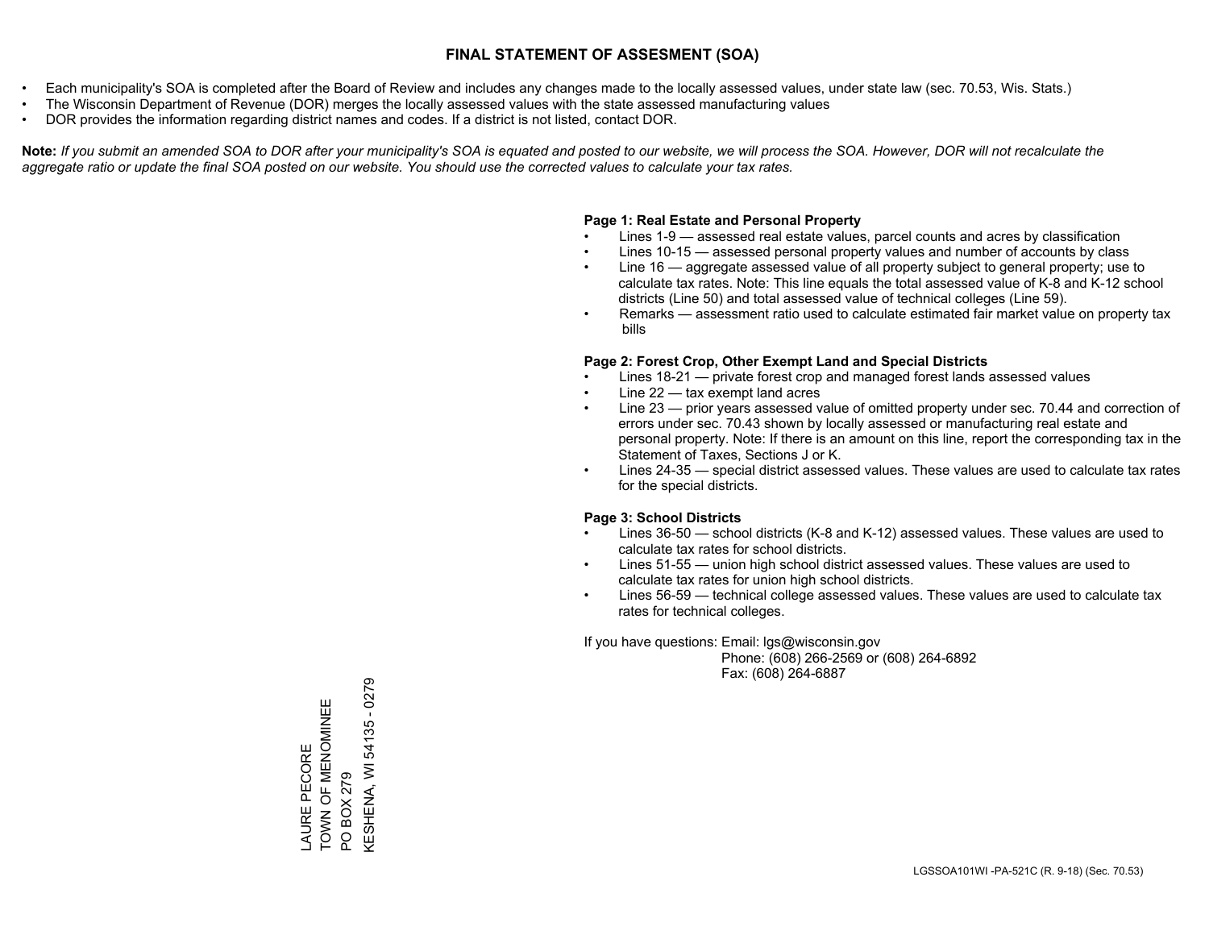# FINAL STATEMENT OF ASSESMENT (SOA)

- Each municipality's SOA is completed after the Board of Review and includes any changes made to the locally assessed values, under state law (sec. 70.53, Wis. Stats.)
- The Wisconsin Department of Revenue (DOR) merges the locally assessed values with the state assessed manufacturing values
- DOR provides the information regarding district names and codes. If a district is not listed, contact DOR.

**Note:** *If you submit an amended SOA to DOR after your municipality's SOA is equated and posted to our website, we will process the SOA. However, DOR will not recalculate the aggregate ratio or update the final SOA posted on our website. You should use the corrected values to calculate your tax rates.*

**Page 1: Real Estate and Personal Property**

- Lines 1-9 — assessed real estate values, parcel counts and acres by classification
- Lines 10-15 — assessed personal property values and number of accounts by class
- Line 16 — aggregate assessed value of all property subject to general property; use to calculate tax rates. Note: This line equals the total assessed value of K-8 and K-12 school districts (Line 50) and total assessed value of technical colleges (Line 59).
- Remarks — assessment ratio used to calculate estimated fair market value on property tax bills

**Page 2: Forest Crop, Other Exempt Land and Special Districts**

- Lines 18-21 — private forest crop and managed forest lands assessed values
- Line 22 — tax exempt land acres
- Line 23 — prior years assessed value of omitted property under sec. 70.44 and correction of errors under sec. 70.43 shown by locally assessed or manufacturing real estate and personal property. Note: If there is an amount on this line, report the corresponding tax in the Statement of Taxes, Sections J or K.
- Lines 24-35 — special district assessed values. These values are used to calculate tax rates for the special districts.

**Page 3: School Districts**

- Lines 36-50 — school districts (K-8 and K-12) assessed values. These values are used to calculate tax rates for school districts.
- Lines 51-55 — union high school district assessed values. These values are used to calculate tax rates for union high school districts.
- Lines 56-59 — technical college assessed values. These values are used to calculate tax rates for technical colleges.

If you have questions: Email: lgs@wisconsin.gov
Phone: (608) 266-2569 or (608) 264-6892
Fax: (608) 264-6887

LAURE PECORE
TOWN OF MENOMINEE
PO BOX 279
KESHENA, WI 54135 - 0279

LGSSOA101WI -PA-521C (R. 9-18) (Sec. 70.53)